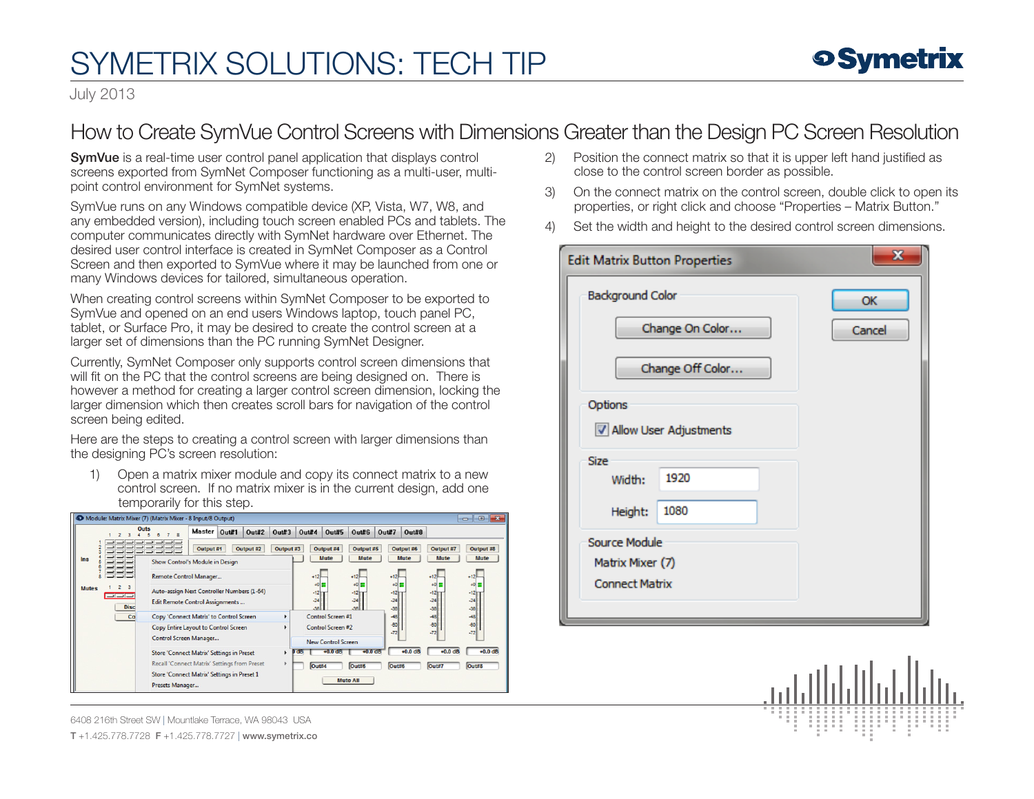# SYMETRIX SOLUTIONS: TECH TIP

July 2013

## How to Create SymVue Control Screens with Dimensions Greater than the Design PC Screen Resolution

**SymVue** is a real-time user control panel application that displays control screens exported from SymNet Composer functioning as a multi-user, multi-point control environment for SymNet systems.

SymVue runs on any Windows compatible device (XP, Vista, W7, W8, and any embedded version), including touch screen enabled PCs and tablets. The computer communicates directly with SymNet hardware over Ethernet. The desired user control interface is created in SymNet Composer as a Control Screen and then exported to SymVue where it may be launched from one or many Windows devices for tailored, simultaneous operation.

When creating control screens within SymNet Composer to be exported to SymVue and opened on an end users Windows laptop, touch panel PC, tablet, or Surface Pro, it may be desired to create the control screen at a larger set of dimensions than the PC running SymNet Designer.

Currently, SymNet Composer only supports control screen dimensions that will fit on the PC that the control screens are being designed on. There is however a method for creating a larger control screen dimension, locking the larger dimension which then creates scroll bars for navigation of the control screen being edited.

Here are the steps to creating a control screen with larger dimensions than the designing PC's screen resolution:

1) Open a matrix mixer module and copy its connect matrix to a new control screen. If no matrix mixer is in the current design, add one temporarily for this step.

2) Position the connect matrix so that it is upper left hand justified as close to the control screen border as possible.

3) On the connect matrix on the control screen, double click to open its properties, or right click and choose "Properties – Matrix Button."

4) Set the width and height to the desired control screen dimensions.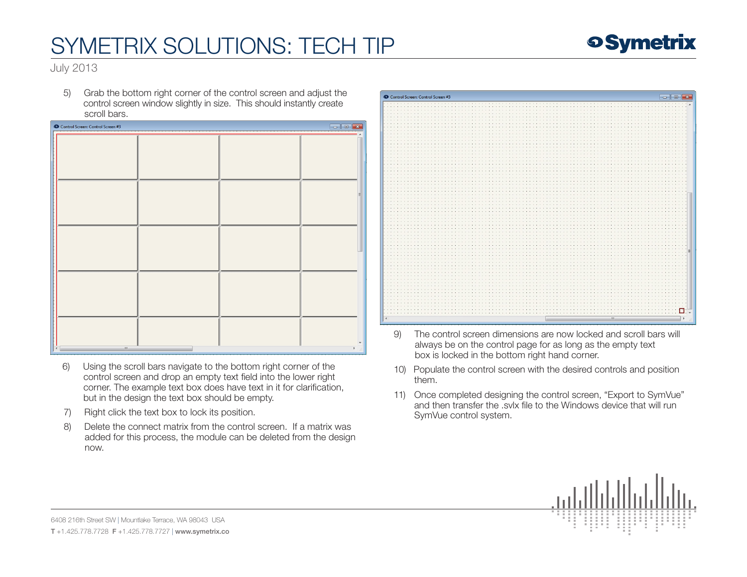5) Grab the bottom right corner of the control screen and adjust the control screen window slightly in size. This should instantly create scroll bars.

6) Using the scroll bars navigate to the bottom right corner of the control screen and drop an empty text field into the lower right corner. The example text box does have text in it for clarification, but in the design the text box should be empty.

7) Right click the text box to lock its position.

8) Delete the connect matrix from the control screen. If a matrix was added for this process, the module can be deleted from the design now.

9) The control screen dimensions are now locked and scroll bars will always be on the control page for as long as the empty text box is locked in the bottom right hand corner.

10) Populate the control screen with the desired controls and position them.

11) Once completed designing the control screen, “Export to SymVue” and then transfer the .svlx file to the Windows device that will run SymVue control system.